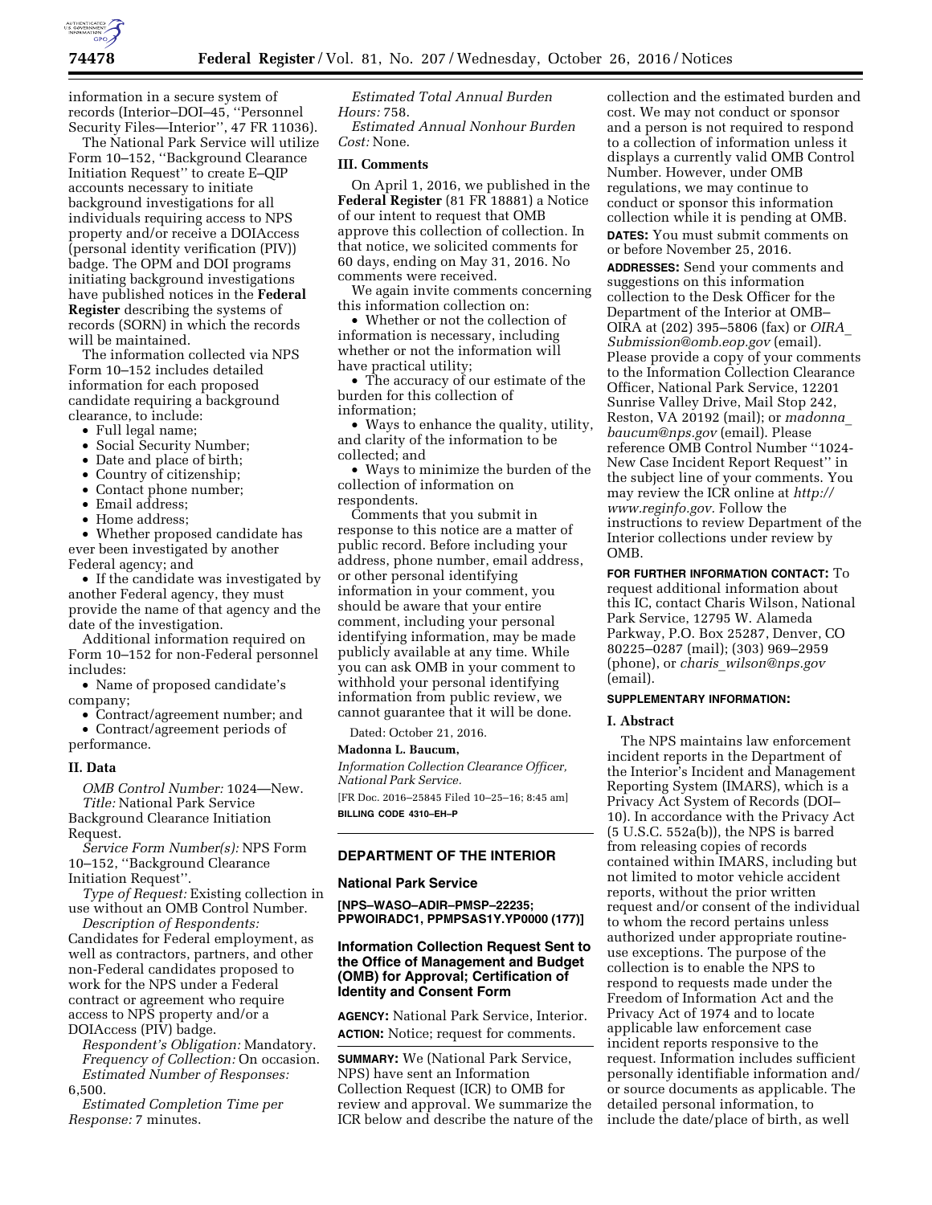information in a secure system of records (Interior–DOI–45, ''Personnel Security Files—Interior'', 47 FR 11036).

The National Park Service will utilize Form 10–152, ''Background Clearance Initiation Request'' to create E–QIP accounts necessary to initiate background investigations for all individuals requiring access to NPS property and/or receive a DOIAccess (personal identity verification (PIV)) badge. The OPM and DOI programs initiating background investigations have published notices in the **Federal Register** describing the systems of records (SORN) in which the records will be maintained.

The information collected via NPS Form 10–152 includes detailed information for each proposed candidate requiring a background clearance, to include:

- Full legal name;
- Social Security Number;
- Date and place of birth;
- Country of citizenship;
- Contact phone number;
- Email address;
- Home address;
- Whether proposed candidate has ever been investigated by another Federal agency; and
- If the candidate was investigated by another Federal agency, they must provide the name of that agency and the date of the investigation.

Additional information required on Form 10–152 for non-Federal personnel includes:

- Name of proposed candidate's company;
- Contract/agreement number; and
- Contract/agreement periods of performance.

## II. Data

*OMB Control Number:* 1024—New.

*Title:* National Park Service Background Clearance Initiation Request.

*Service Form Number(s):* NPS Form 10–152, ''Background Clearance Initiation Request''.

*Type of Request:* Existing collection in use without an OMB Control Number.

*Description of Respondents:* Candidates for Federal employment, as well as contractors, partners, and other non-Federal candidates proposed to work for the NPS under a Federal contract or agreement who require access to NPS property and/or a DOIAccess (PIV) badge.

*Respondent's Obligation:* Mandatory.

*Frequency of Collection:* On occasion.

*Estimated Number of Responses:* 6,500.

*Estimated Completion Time per Response:* 7 minutes.

*Estimated Total Annual Burden Hours:* 758.

*Estimated Annual Nonhour Burden Cost:* None.

## III. Comments

On April 1, 2016, we published in the **Federal Register** (81 FR 18881) a Notice of our intent to request that OMB approve this collection of collection. In that notice, we solicited comments for 60 days, ending on May 31, 2016. No comments were received.

We again invite comments concerning this information collection on:

- Whether or not the collection of information is necessary, including whether or not the information will have practical utility;
- The accuracy of our estimate of the burden for this collection of information;
- Ways to enhance the quality, utility, and clarity of the information to be collected; and
- Ways to minimize the burden of the collection of information on respondents.

Comments that you submit in response to this notice are a matter of public record. Before including your address, phone number, email address, or other personal identifying information in your comment, you should be aware that your entire comment, including your personal identifying information, may be made publicly available at any time. While you can ask OMB in your comment to withhold your personal identifying information from public review, we cannot guarantee that it will be done.

Dated: October 21, 2016.

**Madonna L. Baucum,**

*Information Collection Clearance Officer, National Park Service.*

[FR Doc. 2016–25845 Filed 10–25–16; 8:45 am]

**BILLING CODE 4310–EH–P**

---

# DEPARTMENT OF THE INTERIOR

## National Park Service

**[NPS–WASO–ADIR–PMSP–22235; PPWOIRADC1, PPMPSAS1Y.YP0000 (177)]**

## Information Collection Request Sent to the Office of Management and Budget (OMB) for Approval; Certification of Identity and Consent Form

**AGENCY:** National Park Service, Interior.

**ACTION:** Notice; request for comments.

**SUMMARY:** We (National Park Service, NPS) have sent an Information Collection Request (ICR) to OMB for review and approval. We summarize the ICR below and describe the nature of the collection and the estimated burden and cost. We may not conduct or sponsor and a person is not required to respond to a collection of information unless it displays a currently valid OMB Control Number. However, under OMB regulations, we may continue to conduct or sponsor this information collection while it is pending at OMB.

**DATES:** You must submit comments on or before November 25, 2016.

**ADDRESSES:** Send your comments and suggestions on this information collection to the Desk Officer for the Department of the Interior at OMB–OIRA at (202) 395–5806 (fax) or *OIRA_Submission@omb.eop.gov* (email). Please provide a copy of your comments to the Information Collection Clearance Officer, National Park Service, 12201 Sunrise Valley Drive, Mail Stop 242, Reston, VA 20192 (mail); or *madonna_baucum@nps.gov* (email). Please reference OMB Control Number ''1024-New Case Incident Report Request'' in the subject line of your comments. You may review the ICR online at *http://www.reginfo.gov.* Follow the instructions to review Department of the Interior collections under review by OMB.

**FOR FURTHER INFORMATION CONTACT:** To request additional information about this IC, contact Charis Wilson, National Park Service, 12795 W. Alameda Parkway, P.O. Box 25287, Denver, CO 80225–0287 (mail); (303) 969–2959 (phone), or *charis_wilson@nps.gov* (email).

**SUPPLEMENTARY INFORMATION:**

## I. Abstract

The NPS maintains law enforcement incident reports in the Department of the Interior's Incident and Management Reporting System (IMARS), which is a Privacy Act System of Records (DOI–10). In accordance with the Privacy Act (5 U.S.C. 552a(b)), the NPS is barred from releasing copies of records contained within IMARS, including but not limited to motor vehicle accident reports, without the prior written request and/or consent of the individual to whom the record pertains unless authorized under appropriate routine-use exceptions. The purpose of the collection is to enable the NPS to respond to requests made under the Freedom of Information Act and the Privacy Act of 1974 and to locate applicable law enforcement case incident reports responsive to the request. Information includes sufficient personally identifiable information and/or source documents as applicable. The detailed personal information, to include the date/place of birth, as well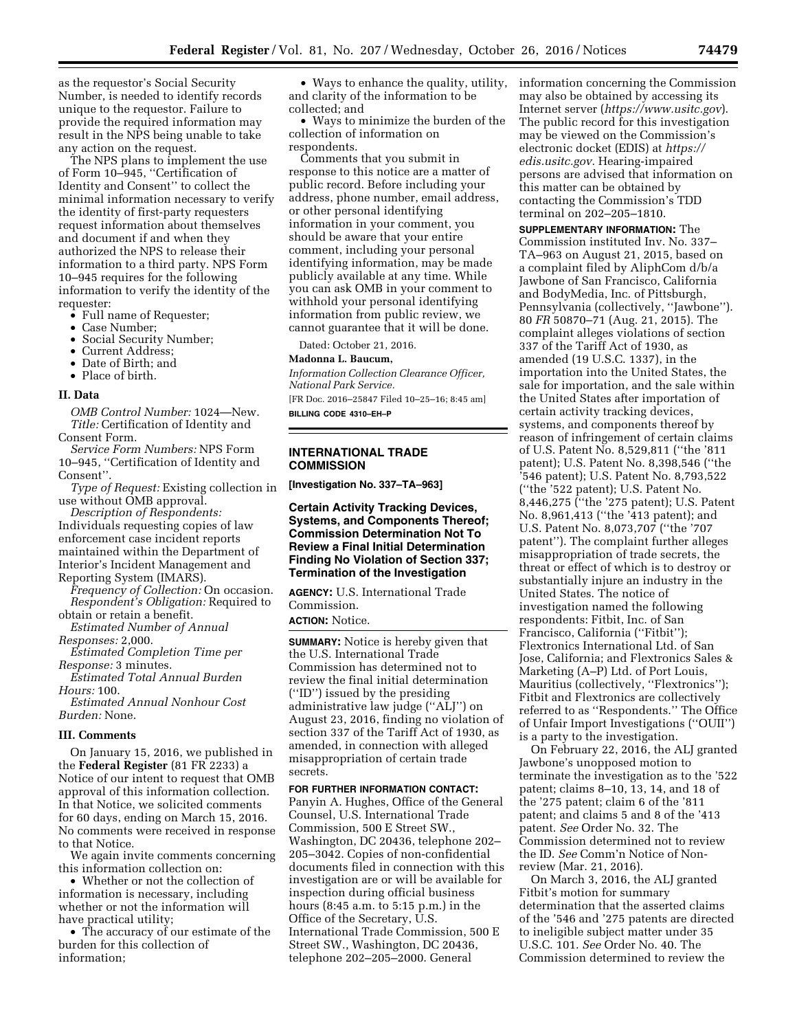as the requestor's Social Security Number, is needed to identify records unique to the requestor. Failure to provide the required information may result in the NPS being unable to take any action on the request.

The NPS plans to implement the use of Form 10–945, ''Certification of Identity and Consent'' to collect the minimal information necessary to verify the identity of first-party requesters request information about themselves and document if and when they authorized the NPS to release their information to a third party. NPS Form 10–945 requires for the following information to verify the identity of the requester:

- Full name of Requester;
- Case Number;
- Social Security Number;
- Current Address;
- Date of Birth; and
- Place of birth.

## II. Data

*OMB Control Number:* 1024—New.

*Title:* Certification of Identity and Consent Form.

*Service Form Numbers:* NPS Form 10–945, ''Certification of Identity and Consent''.

*Type of Request:* Existing collection in use without OMB approval.

*Description of Respondents:* Individuals requesting copies of law enforcement case incident reports maintained within the Department of Interior's Incident Management and Reporting System (IMARS).

*Frequency of Collection:* On occasion.

*Respondent's Obligation:* Required to obtain or retain a benefit.

*Estimated Number of Annual Responses:* 2,000.

*Estimated Completion Time per Response:* 3 minutes.

*Estimated Total Annual Burden Hours:* 100.

*Estimated Annual Nonhour Cost Burden:* None.

## III. Comments

On January 15, 2016, we published in the **Federal Register** (81 FR 2233) a Notice of our intent to request that OMB approval of this information collection. In that Notice, we solicited comments for 60 days, ending on March 15, 2016. No comments were received in response to that Notice.

We again invite comments concerning this information collection on:

- Whether or not the collection of information is necessary, including whether or not the information will have practical utility;
- The accuracy of our estimate of the burden for this collection of information;
- Ways to enhance the quality, utility, and clarity of the information to be collected; and
- Ways to minimize the burden of the collection of information on respondents.

Comments that you submit in response to this notice are a matter of public record. Before including your address, phone number, email address, or other personal identifying information in your comment, you should be aware that your entire comment, including your personal identifying information, may be made publicly available at any time. While you can ask OMB in your comment to withhold your personal identifying information from public review, we cannot guarantee that it will be done.

Dated: October 21, 2016.

**Madonna L. Baucum,**

*Information Collection Clearance Officer, National Park Service.*

[FR Doc. 2016–25847 Filed 10–25–16; 8:45 am]

**BILLING CODE 4310–EH–P**

---

# INTERNATIONAL TRADE COMMISSION

**[Investigation No. 337–TA–963]**

## Certain Activity Tracking Devices, Systems, and Components Thereof; Commission Determination Not To Review a Final Initial Determination Finding No Violation of Section 337; Termination of the Investigation

**AGENCY:** U.S. International Trade Commission.

**ACTION:** Notice.

**SUMMARY:** Notice is hereby given that the U.S. International Trade Commission has determined not to review the final initial determination (''ID'') issued by the presiding administrative law judge (''ALJ'') on August 23, 2016, finding no violation of section 337 of the Tariff Act of 1930, as amended, in connection with alleged misappropriation of certain trade secrets.

**FOR FURTHER INFORMATION CONTACT:** Panyin A. Hughes, Office of the General Counsel, U.S. International Trade Commission, 500 E Street SW., Washington, DC 20436, telephone 202–205–3042. Copies of non-confidential documents filed in connection with this investigation are or will be available for inspection during official business hours (8:45 a.m. to 5:15 p.m.) in the Office of the Secretary, U.S. International Trade Commission, 500 E Street SW., Washington, DC 20436, telephone 202–205–2000. General information concerning the Commission may also be obtained by accessing its Internet server (*https://www.usitc.gov*). The public record for this investigation may be viewed on the Commission's electronic docket (EDIS) at *https://edis.usitc.gov.* Hearing-impaired persons are advised that information on this matter can be obtained by contacting the Commission's TDD terminal on 202–205–1810.

**SUPPLEMENTARY INFORMATION:** The Commission instituted Inv. No. 337–TA–963 on August 21, 2015, based on a complaint filed by AliphCom d/b/a Jawbone of San Francisco, California and BodyMedia, Inc. of Pittsburgh, Pennsylvania (collectively, ''Jawbone''). 80 *FR* 50870–71 (Aug. 21, 2015). The complaint alleges violations of section 337 of the Tariff Act of 1930, as amended (19 U.S.C. 1337), in the importation into the United States, the sale for importation, and the sale within the United States after importation of certain activity tracking devices, systems, and components thereof by reason of infringement of certain claims of U.S. Patent No. 8,529,811 (''the '811 patent); U.S. Patent No. 8,398,546 (''the '546 patent); U.S. Patent No. 8,793,522 (''the '522 patent); U.S. Patent No. 8,446,275 (''the '275 patent); U.S. Patent No. 8,961,413 (''the '413 patent); and U.S. Patent No. 8,073,707 (''the '707 patent''). The complaint further alleges misappropriation of trade secrets, the threat or effect of which is to destroy or substantially injure an industry in the United States. The notice of investigation named the following respondents: Fitbit, Inc. of San Francisco, California (''Fitbit''); Flextronics International Ltd. of San Jose, California; and Flextronics Sales & Marketing (A–P) Ltd. of Port Louis, Mauritius (collectively, ''Flextronics''); Fitbit and Flextronics are collectively referred to as ''Respondents.'' The Office of Unfair Import Investigations (''OUII'') is a party to the investigation.

On February 22, 2016, the ALJ granted Jawbone's unopposed motion to terminate the investigation as to the '522 patent; claims 8–10, 13, 14, and 18 of the '275 patent; claim 6 of the '811 patent; and claims 5 and 8 of the '413 patent. *See* Order No. 32. The Commission determined not to review the ID. *See* Comm'n Notice of Non-review (Mar. 21, 2016).

On March 3, 2016, the ALJ granted Fitbit's motion for summary determination that the asserted claims of the '546 and '275 patents are directed to ineligible subject matter under 35 U.S.C. 101. *See* Order No. 40. The Commission determined to review the